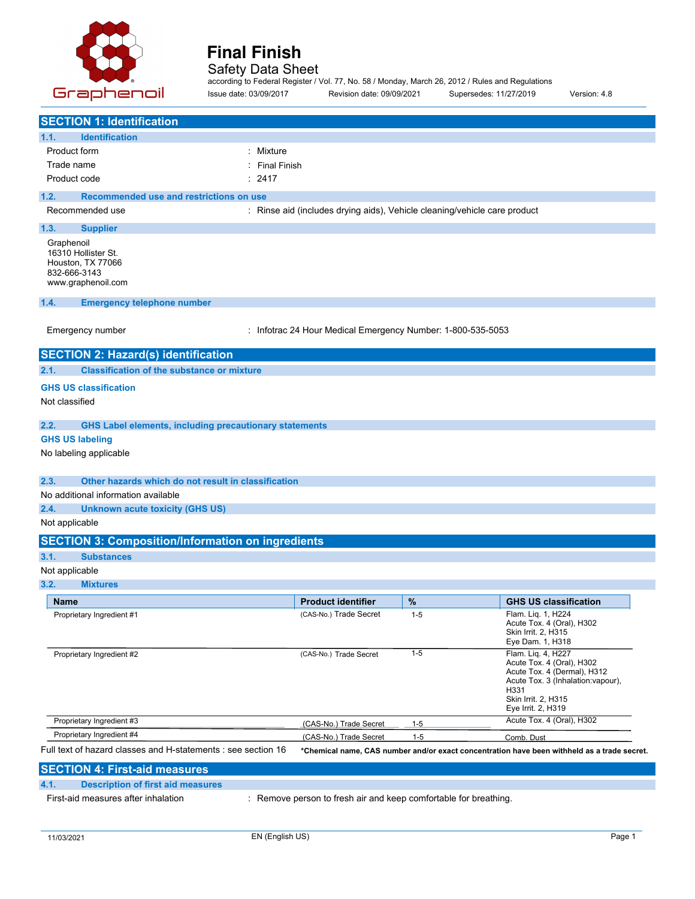# Final Finish

Safety Data Sheet

according to Federal Register / Vol. 77, No. 58 / Monday, March 26, 2012 / Rules and Regulations

Issue date: 03/09/2017 Revision date: 09/09/2021 Supersedes: 11/27/2019 Version: 4.8

## SECTION 1: Identification

### 1.1. Identification

| | |
|---|---|
| Product form | : Mixture |
| Trade name | : Final Finish |
| Product code | : 2417 |

### 1.2. Recommended use and restrictions on use

| | |
|---|---|
| Recommended use | : Rinse aid (includes drying aids), Vehicle cleaning/vehicle care product |

### 1.3. Supplier

Graphenoil
16310 Hollister St.
Houston, TX 77066
832-666-3143
www.graphenoil.com

### 1.4. Emergency telephone number

| | |
|---|---|
| Emergency number | : Infotrac 24 Hour Medical Emergency Number: 1-800-535-5053 |

## SECTION 2: Hazard(s) identification

### 2.1. Classification of the substance or mixture

**GHS US classification**

Not classified

### 2.2. GHS Label elements, including precautionary statements

**GHS US labeling**

No labeling applicable

### 2.3. Other hazards which do not result in classification

No additional information available

### 2.4. Unknown acute toxicity (GHS US)

Not applicable

## SECTION 3: Composition/Information on ingredients

### 3.1. Substances

Not applicable

### 3.2. Mixtures

| Name | Product identifier | % | GHS US classification |
|---|---|---|---|
| Proprietary Ingredient #1 | (CAS-No.) Trade Secret | 1-5 | Flam. Liq. 1, H224<br>Acute Tox. 4 (Oral), H302<br>Skin Irrit. 2, H315<br>Eye Dam. 1, H318 |
| Proprietary Ingredient #2 | (CAS-No.) Trade Secret | 1-5 | Flam. Liq. 4, H227<br>Acute Tox. 4 (Oral), H302<br>Acute Tox. 4 (Dermal), H312<br>Acute Tox. 3 (Inhalation:vapour), H331<br>Skin Irrit. 2, H315<br>Eye Irrit. 2, H319 |
| Proprietary Ingredient #3 | (CAS-No.) Trade Secret | 1-5 | Acute Tox. 4 (Oral), H302 |
| Proprietary Ingredient #4 | (CAS-No.) Trade Secret | 1-5 | Comb. Dust |

Full text of hazard classes and H-statements : see section 16 **\*Chemical name, CAS number and/or exact concentration have been withheld as a trade secret.**

## SECTION 4: First-aid measures

### 4.1. Description of first aid measures

| | |
|---|---|
| First-aid measures after inhalation | : Remove person to fresh air and keep comfortable for breathing. |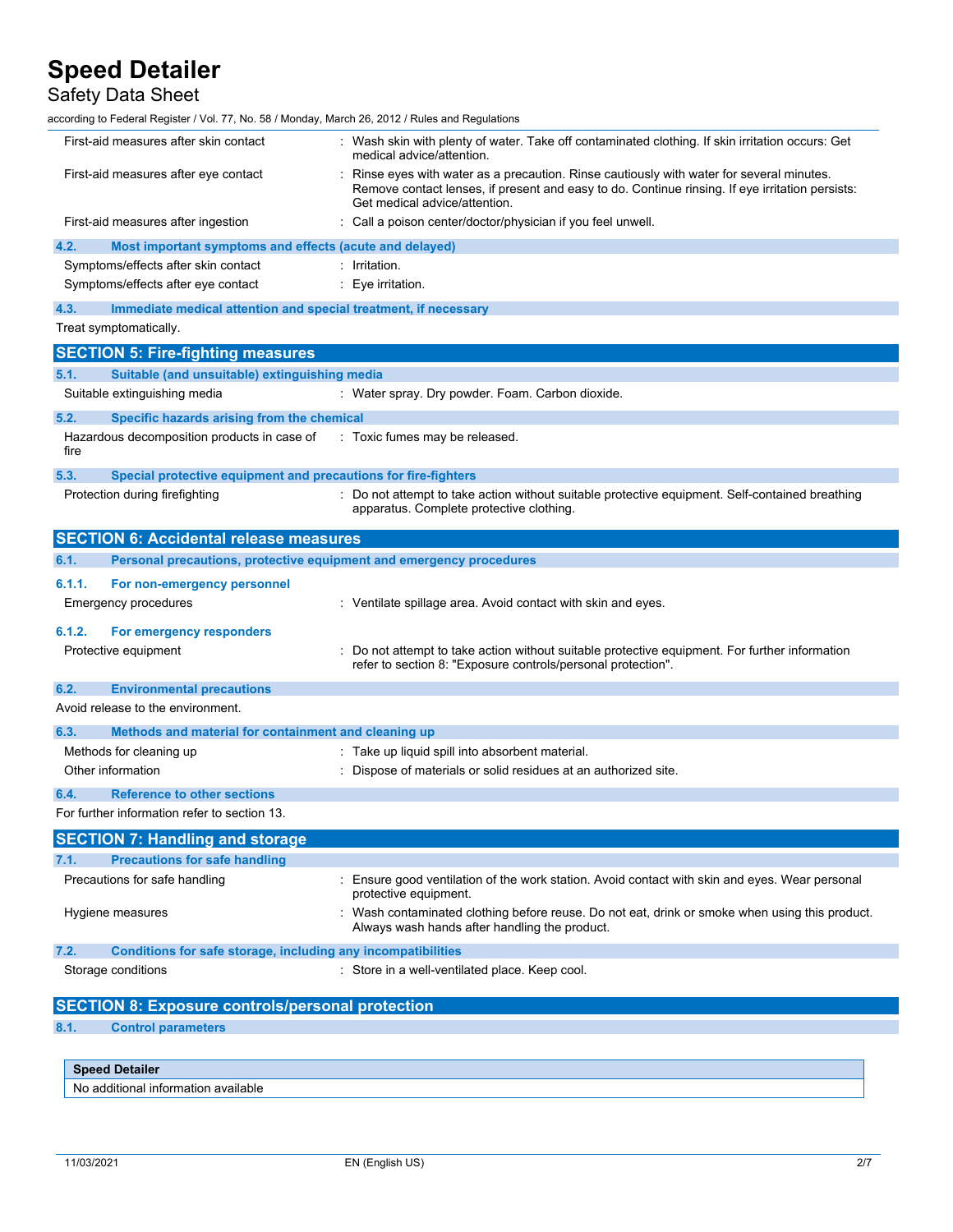First-aid measures after skin contact : Wash skin with plenty of water. Take off contaminated clothing. If skin irritation occurs: Get medical advice/attention.

First-aid measures after eye contact : Rinse eyes with water as a precaution. Rinse cautiously with water for several minutes. Remove contact lenses, if present and easy to do. Continue rinsing. If eye irritation persists: Get medical advice/attention.

First-aid measures after ingestion : Call a poison center/doctor/physician if you feel unwell.

### 4.2. Most important symptoms and effects (acute and delayed)

Symptoms/effects after skin contact : Irritation.

Symptoms/effects after eye contact : Eye irritation.

### 4.3. Immediate medical attention and special treatment, if necessary

Treat symptomatically.

## SECTION 5: Fire-fighting measures

### 5.1. Suitable (and unsuitable) extinguishing media

Suitable extinguishing media : Water spray. Dry powder. Foam. Carbon dioxide.

### 5.2. Specific hazards arising from the chemical

Hazardous decomposition products in case of fire : Toxic fumes may be released.

### 5.3. Special protective equipment and precautions for fire-fighters

Protection during firefighting : Do not attempt to take action without suitable protective equipment. Self-contained breathing apparatus. Complete protective clothing.

## SECTION 6: Accidental release measures

### 6.1. Personal precautions, protective equipment and emergency procedures

#### 6.1.1. For non-emergency personnel

Emergency procedures : Ventilate spillage area. Avoid contact with skin and eyes.

#### 6.1.2. For emergency responders

Protective equipment : Do not attempt to take action without suitable protective equipment. For further information refer to section 8: "Exposure controls/personal protection".

### 6.2. Environmental precautions

Avoid release to the environment.

### 6.3. Methods and material for containment and cleaning up

Methods for cleaning up : Take up liquid spill into absorbent material.

Other information : Dispose of materials or solid residues at an authorized site.

### 6.4. Reference to other sections

For further information refer to section 13.

## SECTION 7: Handling and storage

### 7.1. Precautions for safe handling

Precautions for safe handling : Ensure good ventilation of the work station. Avoid contact with skin and eyes. Wear personal protective equipment.

Hygiene measures : Wash contaminated clothing before reuse. Do not eat, drink or smoke when using this product. Always wash hands after handling the product.

### 7.2. Conditions for safe storage, including any incompatibilities

Storage conditions : Store in a well-ventilated place. Keep cool.

## SECTION 8: Exposure controls/personal protection

### 8.1. Control parameters

| Speed Detailer |
|---|
| No additional information available |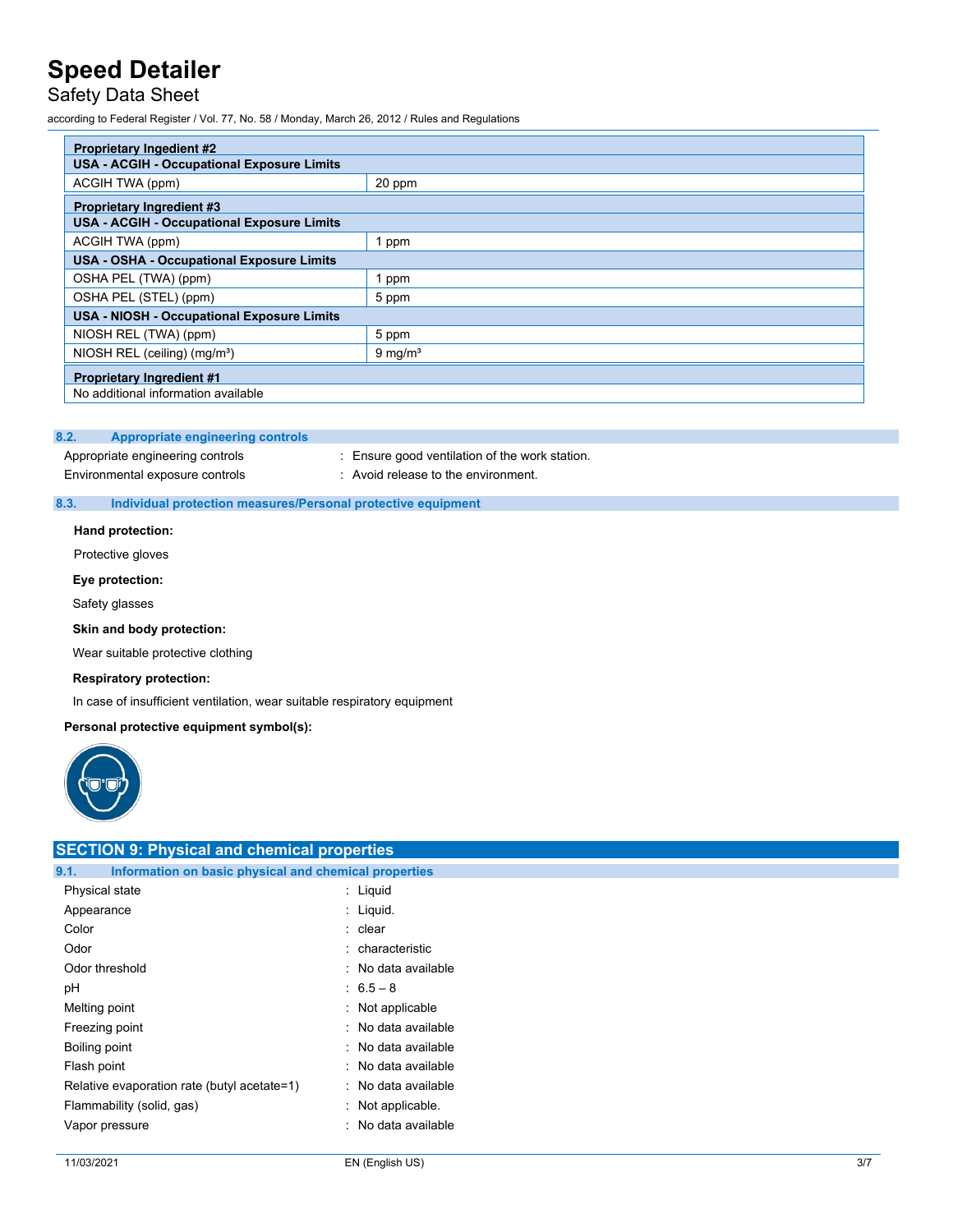| Proprietary Ingedient #2 | |
|---|---|
| **USA - ACGIH - Occupational Exposure Limits** | |
| ACGIH TWA (ppm) | 20 ppm |

| Proprietary Ingredient #3 | |
|---|---|
| **USA - ACGIH - Occupational Exposure Limits** | |
| ACGIH TWA (ppm) | 1 ppm |
| **USA - OSHA - Occupational Exposure Limits** | |
| OSHA PEL (TWA) (ppm) | 1 ppm |
| OSHA PEL (STEL) (ppm) | 5 ppm |
| **USA - NIOSH - Occupational Exposure Limits** | |
| NIOSH REL (TWA) (ppm) | 5 ppm |
| NIOSH REL (ceiling) ($mg/m^3$) | 9 $mg/m^3$ |

| Proprietary Ingredient #1 |
|---|
| No additional information available |

### 8.2. Appropriate engineering controls

Appropriate engineering controls : Ensure good ventilation of the work station.

Environmental exposure controls : Avoid release to the environment.

### 8.3. Individual protection measures/Personal protective equipment

**Hand protection:**

Protective gloves

**Eye protection:**

Safety glasses

**Skin and body protection:**

Wear suitable protective clothing

**Respiratory protection:**

In case of insufficient ventilation, wear suitable respiratory equipment

**Personal protective equipment symbol(s):**

## SECTION 9: Physical and chemical properties

### 9.1. Information on basic physical and chemical properties

| | |
|---|---|
| Physical state | : Liquid |
| Appearance | : Liquid. |
| Color | : clear |
| Odor | : characteristic |
| Odor threshold | : No data available |
| pH | : 6.5 – 8 |
| Melting point | : Not applicable |
| Freezing point | : No data available |
| Boiling point | : No data available |
| Flash point | : No data available |
| Relative evaporation rate (butyl acetate=1) | : No data available |
| Flammability (solid, gas) | : Not applicable. |
| Vapor pressure | : No data available |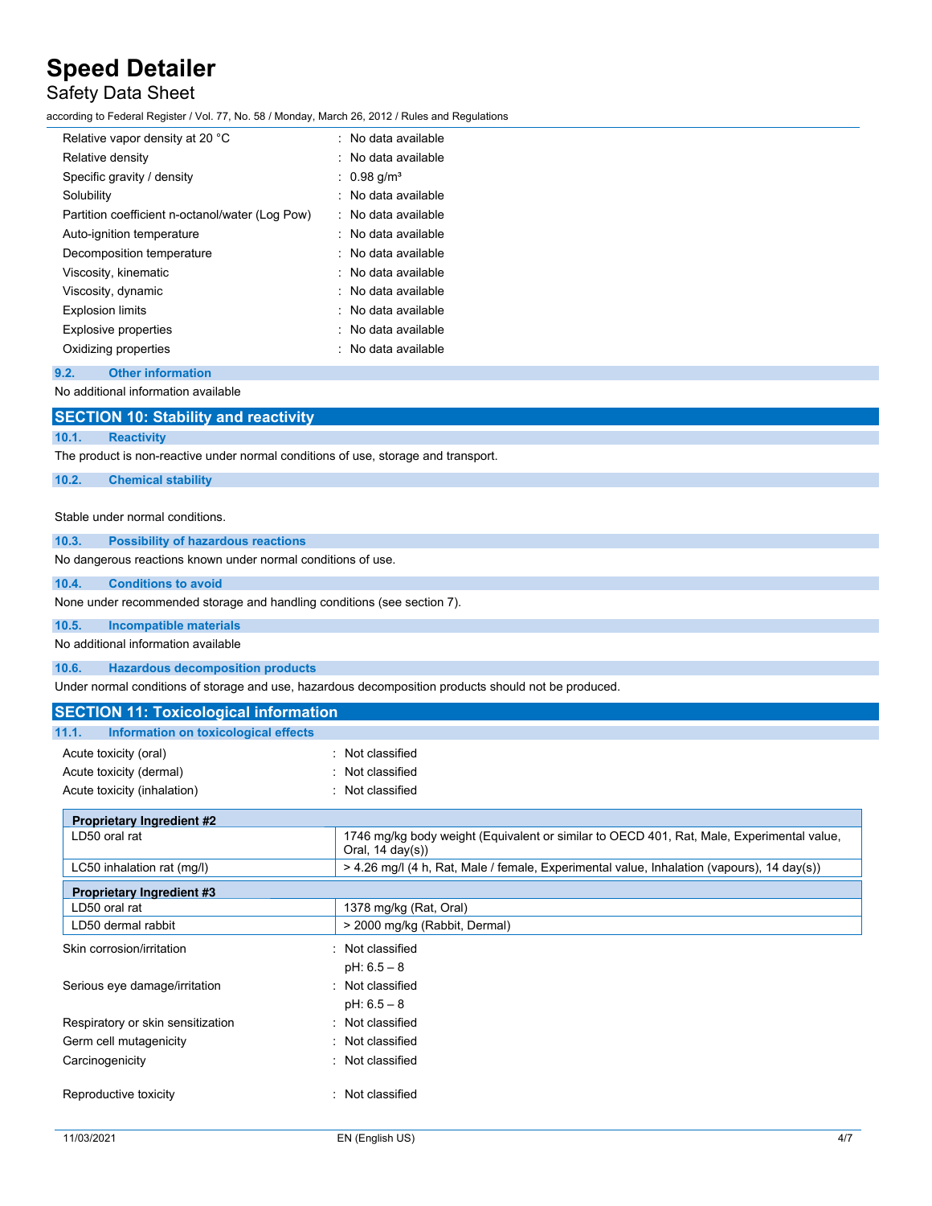| | |
|---|---|
| Relative vapor density at 20 °C | : No data available |
| Relative density | : No data available |
| Specific gravity / density | : 0.98 g/m³ |
| Solubility | : No data available |
| Partition coefficient n-octanol/water (Log Pow) | : No data available |
| Auto-ignition temperature | : No data available |
| Decomposition temperature | : No data available |
| Viscosity, kinematic | : No data available |
| Viscosity, dynamic | : No data available |
| Explosion limits | : No data available |
| Explosive properties | : No data available |
| Oxidizing properties | : No data available |

### 9.2. Other information

No additional information available

## SECTION 10: Stability and reactivity

### 10.1. Reactivity

The product is non-reactive under normal conditions of use, storage and transport.

### 10.2. Chemical stability

Stable under normal conditions.

### 10.3. Possibility of hazardous reactions

No dangerous reactions known under normal conditions of use.

### 10.4. Conditions to avoid

None under recommended storage and handling conditions (see section 7).

### 10.5. Incompatible materials

No additional information available

### 10.6. Hazardous decomposition products

Under normal conditions of storage and use, hazardous decomposition products should not be produced.

## SECTION 11: Toxicological information

### 11.1. Information on toxicological effects

| | |
|---|---|
| Acute toxicity (oral) | : Not classified |
| Acute toxicity (dermal) | : Not classified |
| Acute toxicity (inhalation) | : Not classified |

| **Proprietary Ingredient #2** | |
|---|---|
| LD50 oral rat | 1746 mg/kg body weight (Equivalent or similar to OECD 401, Rat, Male, Experimental value, Oral, 14 day(s)) |
| LC50 inhalation rat (mg/l) | > 4.26 mg/l (4 h, Rat, Male / female, Experimental value, Inhalation (vapours), 14 day(s)) |

| **Proprietary Ingredient #3** | |
|---|---|
| LD50 oral rat | 1378 mg/kg (Rat, Oral) |
| LD50 dermal rabbit | > 2000 mg/kg (Rabbit, Dermal) |

| | |
|---|---|
| Skin corrosion/irritation | : Not classified<br>pH: 6.5 – 8 |
| Serious eye damage/irritation | : Not classified<br>pH: 6.5 – 8 |
| Respiratory or skin sensitization | : Not classified |
| Germ cell mutagenicity | : Not classified |
| Carcinogenicity | : Not classified |
| Reproductive toxicity | : Not classified |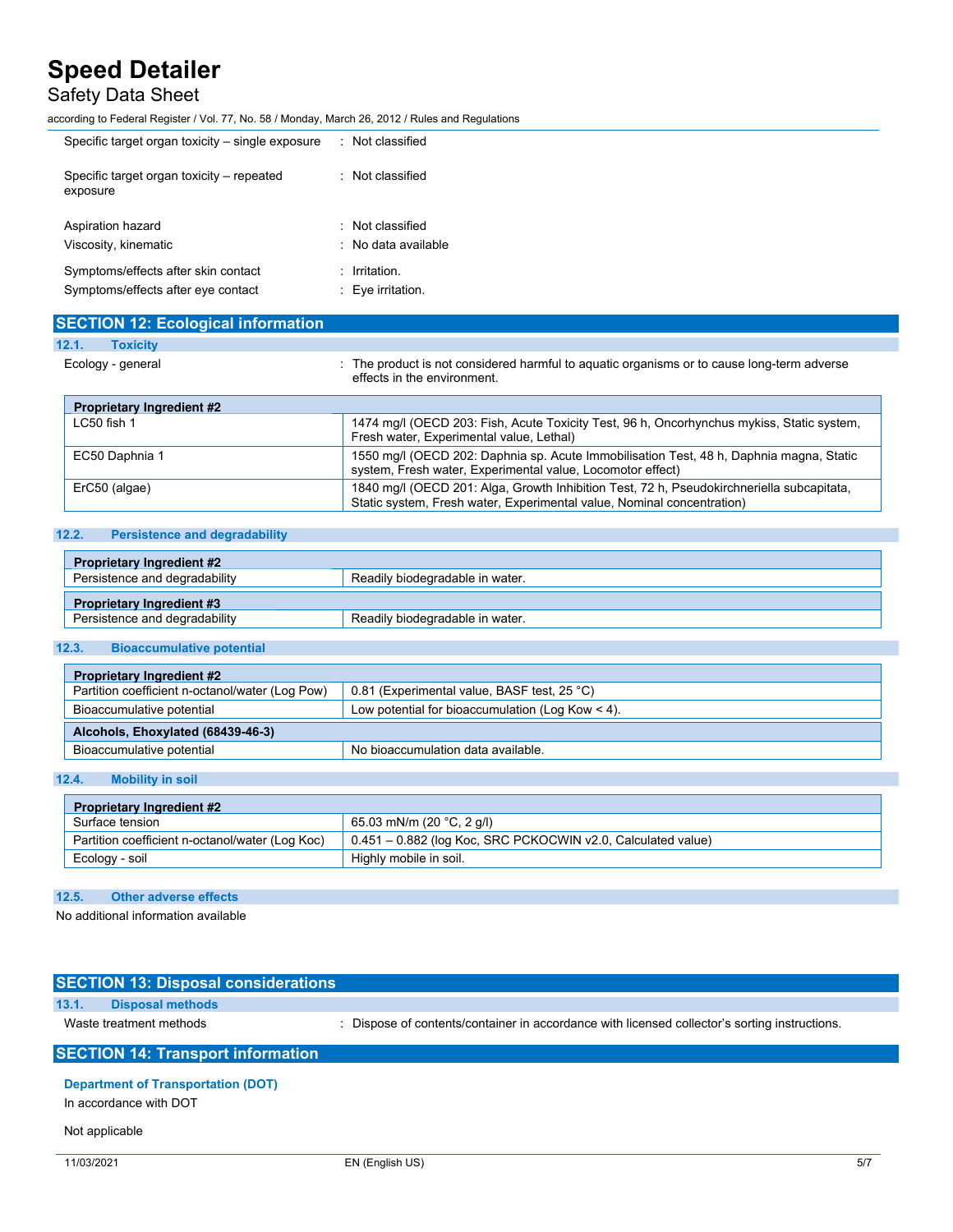| | |
|---|---|
| Specific target organ toxicity – single exposure | : Not classified |
| Specific target organ toxicity – repeated exposure | : Not classified |
| Aspiration hazard | : Not classified |
| Viscosity, kinematic | : No data available |
| Symptoms/effects after skin contact | : Irritation. |
| Symptoms/effects after eye contact | : Eye irritation. |

## SECTION 12: Ecological information

### 12.1. Toxicity

Ecology - general : The product is not considered harmful to aquatic organisms or to cause long-term adverse effects in the environment.

| Proprietary Ingredient #2 | |
|---|---|
| LC50 fish 1 | 1474 mg/l (OECD 203: Fish, Acute Toxicity Test, 96 h, Oncorhynchus mykiss, Static system, Fresh water, Experimental value, Lethal) |
| EC50 Daphnia 1 | 1550 mg/l (OECD 202: Daphnia sp. Acute Immobilisation Test, 48 h, Daphnia magna, Static system, Fresh water, Experimental value, Locomotor effect) |
| ErC50 (algae) | 1840 mg/l (OECD 201: Alga, Growth Inhibition Test, 72 h, Pseudokirchneriella subcapitata, Static system, Fresh water, Experimental value, Nominal concentration) |

### 12.2. Persistence and degradability

| Proprietary Ingredient #2 | |
|---|---|
| Persistence and degradability | Readily biodegradable in water. |

| Proprietary Ingredient #3 | |
|---|---|
| Persistence and degradability | Readily biodegradable in water. |

### 12.3. Bioaccumulative potential

| Proprietary Ingredient #2 | |
|---|---|
| Partition coefficient n-octanol/water (Log Pow) | 0.81 (Experimental value, BASF test, 25 °C) |
| Bioaccumulative potential | Low potential for bioaccumulation (Log Kow < 4). |
| **Alcohols, Ehoxylated (68439-46-3)** | |
| Bioaccumulative potential | No bioaccumulation data available. |

### 12.4. Mobility in soil

| Proprietary Ingredient #2 | |
|---|---|
| Surface tension | 65.03 mN/m (20 °C, 2 g/l) |
| Partition coefficient n-octanol/water (Log Koc) | 0.451 – 0.882 (log Koc, SRC PCKOCWIN v2.0, Calculated value) |
| Ecology - soil | Highly mobile in soil. |

### 12.5. Other adverse effects

No additional information available

## SECTION 13: Disposal considerations

### 13.1. Disposal methods

Waste treatment methods : Dispose of contents/container in accordance with licensed collector's sorting instructions.

## SECTION 14: Transport information

**Department of Transportation (DOT)**

In accordance with DOT

Not applicable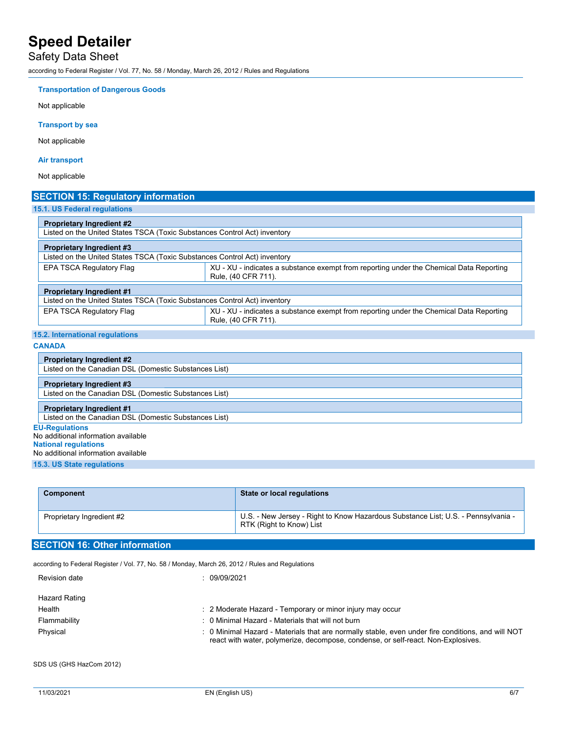#### Transportation of Dangerous Goods

Not applicable

#### Transport by sea

Not applicable

#### Air transport

Not applicable

## SECTION 15: Regulatory information

### 15.1. US Federal regulations

| **Proprietary Ingredient #2** | |
|---|---|
| Listed on the United States TSCA (Toxic Substances Control Act) inventory | |

| **Proprietary Ingredient #3** | |
|---|---|
| Listed on the United States TSCA (Toxic Substances Control Act) inventory | |
| EPA TSCA Regulatory Flag | XU - XU - indicates a substance exempt from reporting under the Chemical Data Reporting Rule, (40 CFR 711). |

| **Proprietary Ingredient #1** | |
|---|---|
| Listed on the United States TSCA (Toxic Substances Control Act) inventory | |
| EPA TSCA Regulatory Flag | XU - XU - indicates a substance exempt from reporting under the Chemical Data Reporting Rule, (40 CFR 711). |

### 15.2. International regulations

#### CANADA

| **Proprietary Ingredient #2** |
|---|
| Listed on the Canadian DSL (Domestic Substances List) |

| **Proprietary Ingredient #3** |
|---|
| Listed on the Canadian DSL (Domestic Substances List) |

| **Proprietary Ingredient #1** |
|---|
| Listed on the Canadian DSL (Domestic Substances List) |

#### EU-Regulations

No additional information available

#### National regulations

No additional information available

### 15.3. US State regulations

| Component | State or local regulations |
|---|---|
| Proprietary Ingredient #2 | U.S. - New Jersey - Right to Know Hazardous Substance List; U.S. - Pennsylvania - RTK (Right to Know) List |

## SECTION 16: Other information

according to Federal Register / Vol. 77, No. 58 / Monday, March 26, 2012 / Rules and Regulations

Revision date : 09/09/2021

Hazard Rating

| | |
|---|---|
| Health | : 2 Moderate Hazard - Temporary or minor injury may occur |
| Flammability | : 0 Minimal Hazard - Materials that will not burn |
| Physical | : 0 Minimal Hazard - Materials that are normally stable, even under fire conditions, and will NOT react with water, polymerize, decompose, condense, or self-react. Non-Explosives. |

SDS US (GHS HazCom 2012)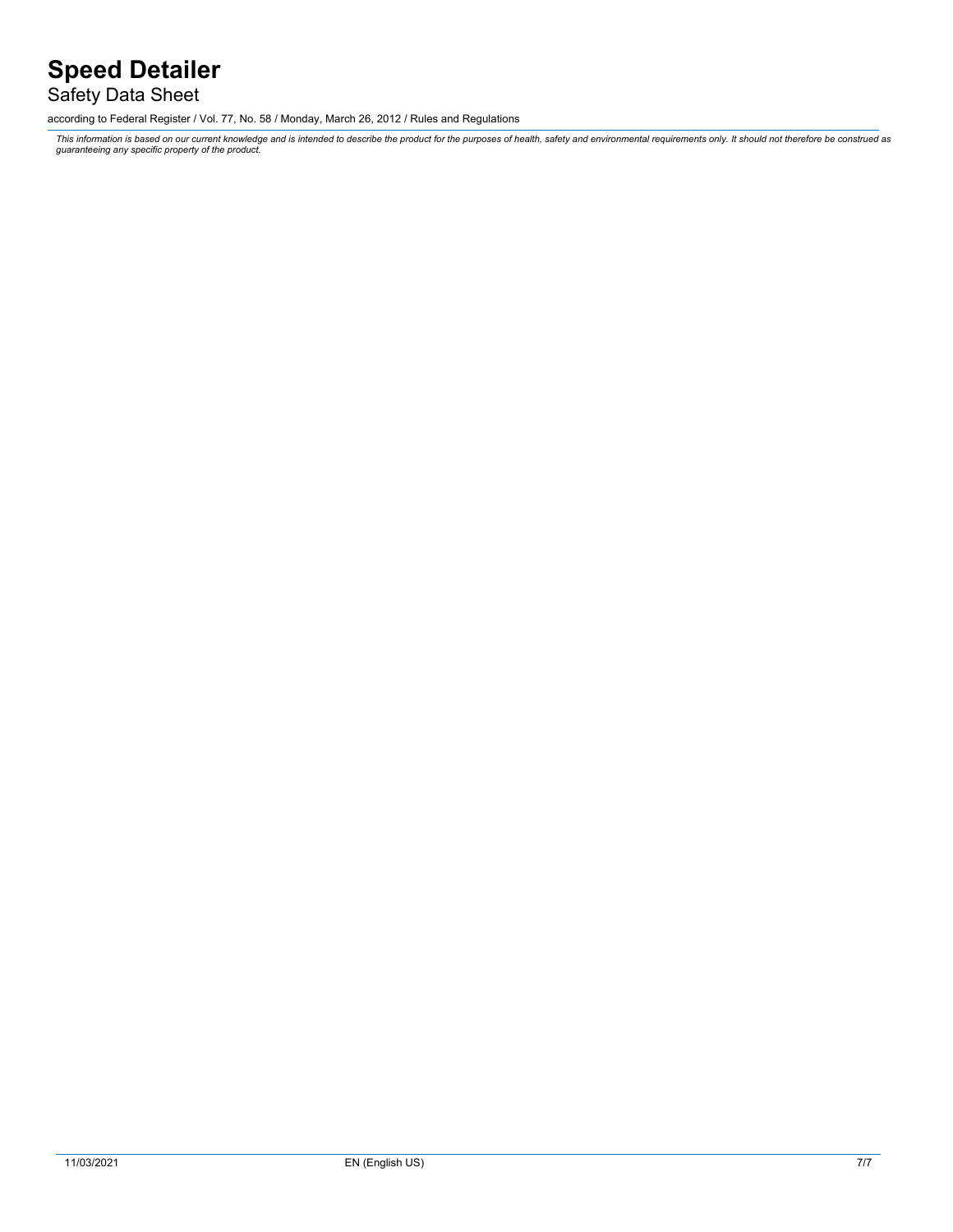*This information is based on our current knowledge and is intended to describe the product for the purposes of health, safety and environmental requirements only. It should not therefore be construed as guaranteeing any specific property of the product.*